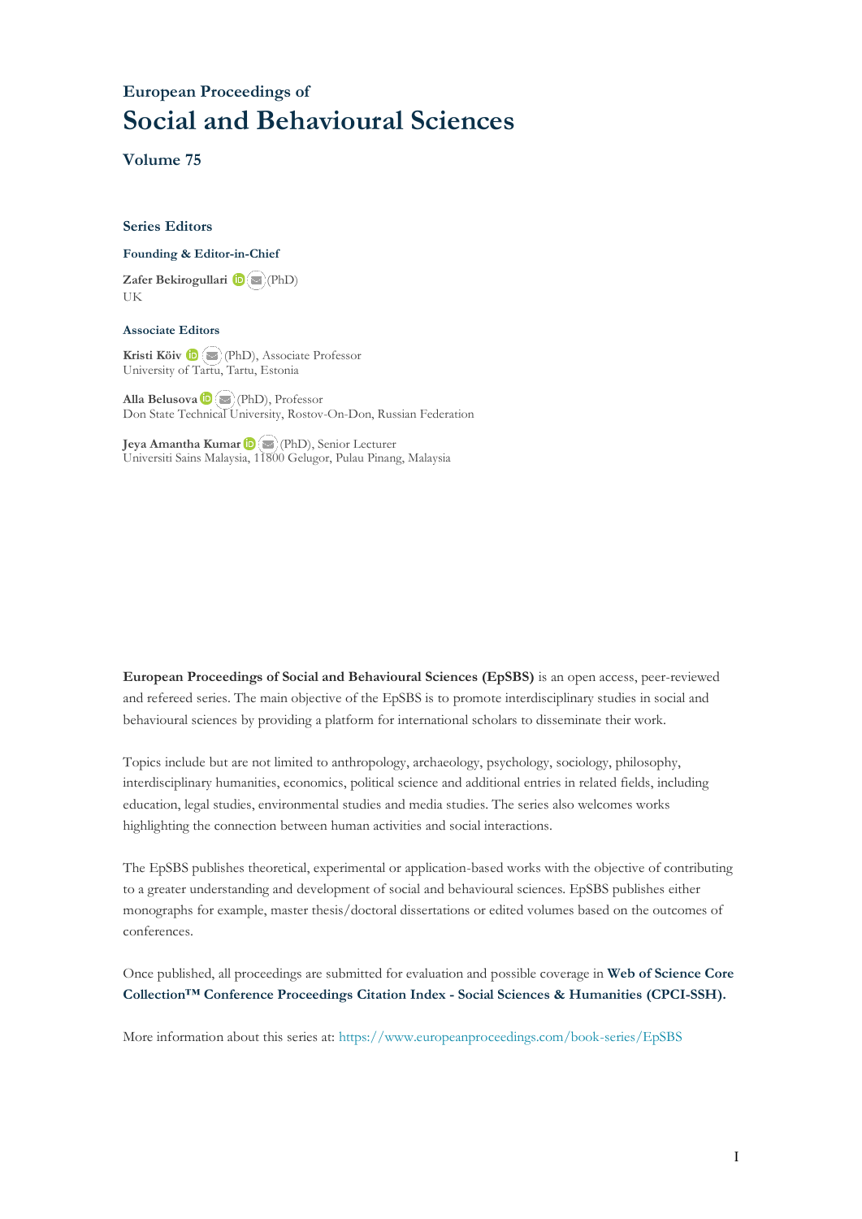### European Proceedings of

# Social and Behavioural Sciences

### Volume 75

#### Series Editors

**Founding & Editor-in-Chief**

**Zafer Bekirogullari** (PhD)
UK

**Associate Editors**

**Kristi Köiv** (PhD), Associate Professor
University of Tartu, Tartu, Estonia

**Alla Belusova** (PhD), Professor
Don State Technical University, Rostov-On-Don, Russian Federation

**Jeya Amantha Kumar** (PhD), Senior Lecturer
Universiti Sains Malaysia, 11800 Gelugor, Pulau Pinang, Malaysia

**European Proceedings of Social and Behavioural Sciences (EpSBS)** is an open access, peer-reviewed and refereed series. The main objective of the EpSBS is to promote interdisciplinary studies in social and behavioural sciences by providing a platform for international scholars to disseminate their work.

Topics include but are not limited to anthropology, archaeology, psychology, sociology, philosophy, interdisciplinary humanities, economics, political science and additional entries in related fields, including education, legal studies, environmental studies and media studies. The series also welcomes works highlighting the connection between human activities and social interactions.

The EpSBS publishes theoretical, experimental or application-based works with the objective of contributing to a greater understanding and development of social and behavioural sciences. EpSBS publishes either monographs for example, master thesis/doctoral dissertations or edited volumes based on the outcomes of conferences.

Once published, all proceedings are submitted for evaluation and possible coverage in **Web of Science Core Collection™ Conference Proceedings Citation Index - Social Sciences & Humanities (CPCI-SSH).**

More information about this series at: https://www.europeanproceedings.com/book-series/EpSBS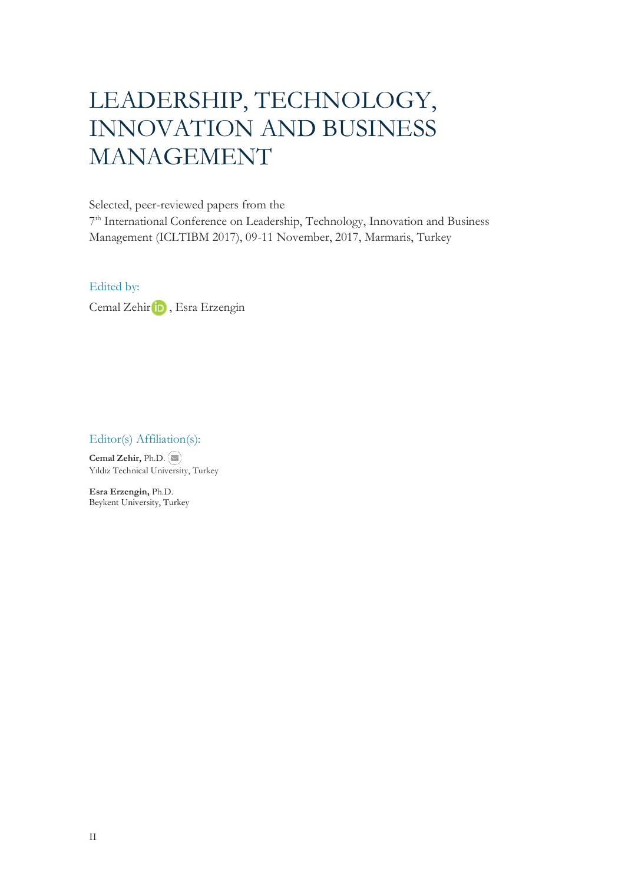# LEADERSHIP, TECHNOLOGY, INNOVATION AND BUSINESS MANAGEMENT

Selected, peer-reviewed papers from the
7th International Conference on Leadership, Technology, Innovation and Business Management (ICLTIBM 2017), 09-11 November, 2017, Marmaris, Turkey

Edited by:

Cemal Zehir, Esra Erzengin

Editor(s) Affiliation(s):

**Cemal Zehir,** Ph.D.
Yıldız Technical University, Turkey

**Esra Erzengin,** Ph.D.
Beykent University, Turkey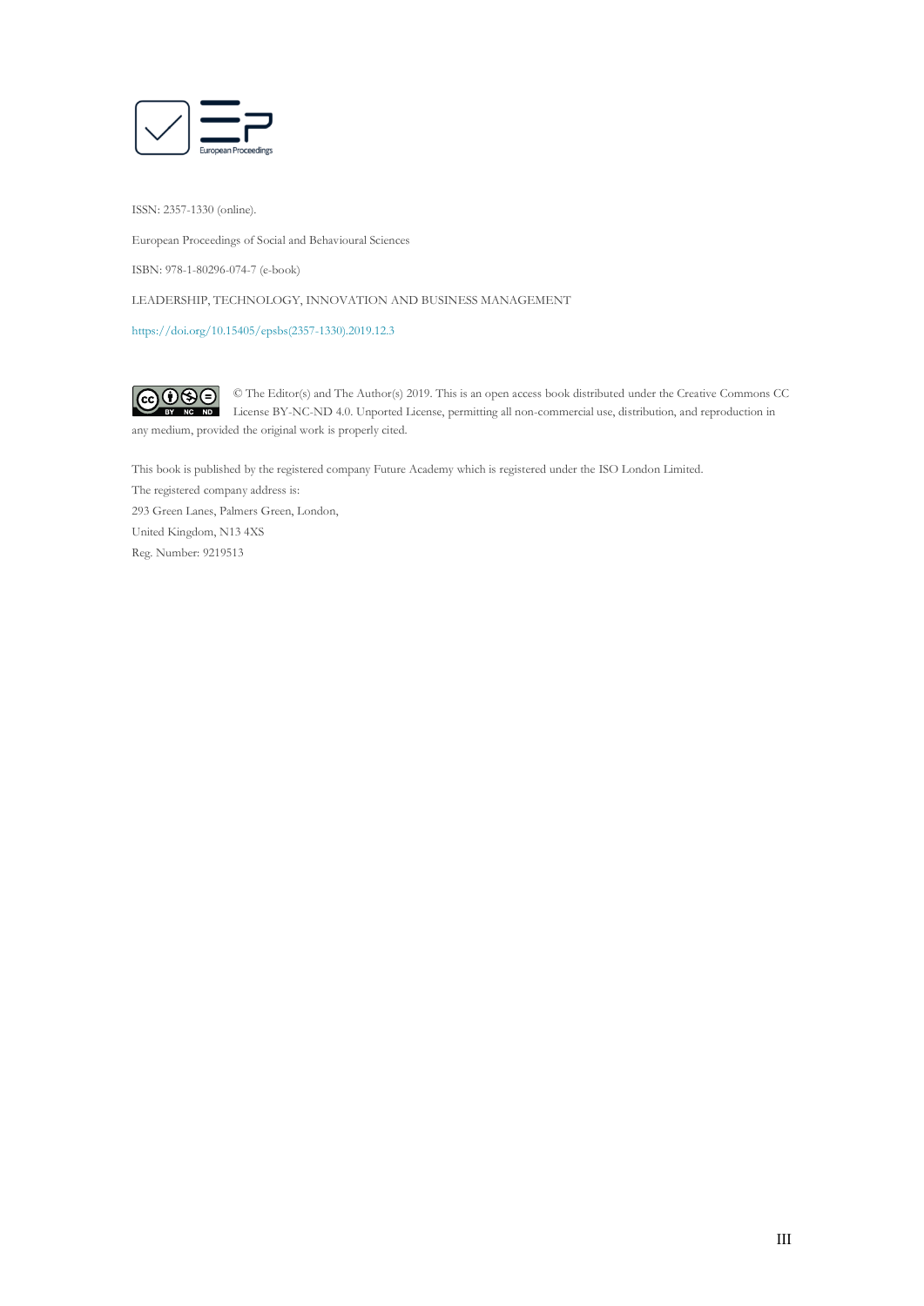ISSN: 2357-1330 (online).

European Proceedings of Social and Behavioural Sciences

ISBN: 978-1-80296-074-7 (e-book)

LEADERSHIP, TECHNOLOGY, INNOVATION AND BUSINESS MANAGEMENT

https://doi.org/10.15405/epsbs(2357-1330).2019.12.3

© The Editor(s) and The Author(s) 2019. This is an open access book distributed under the Creative Commons CC License BY-NC-ND 4.0. Unported License, permitting all non-commercial use, distribution, and reproduction in any medium, provided the original work is properly cited.

This book is published by the registered company Future Academy which is registered under the ISO London Limited.
The registered company address is:
293 Green Lanes, Palmers Green, London,
United Kingdom, N13 4XS
Reg. Number: 9219513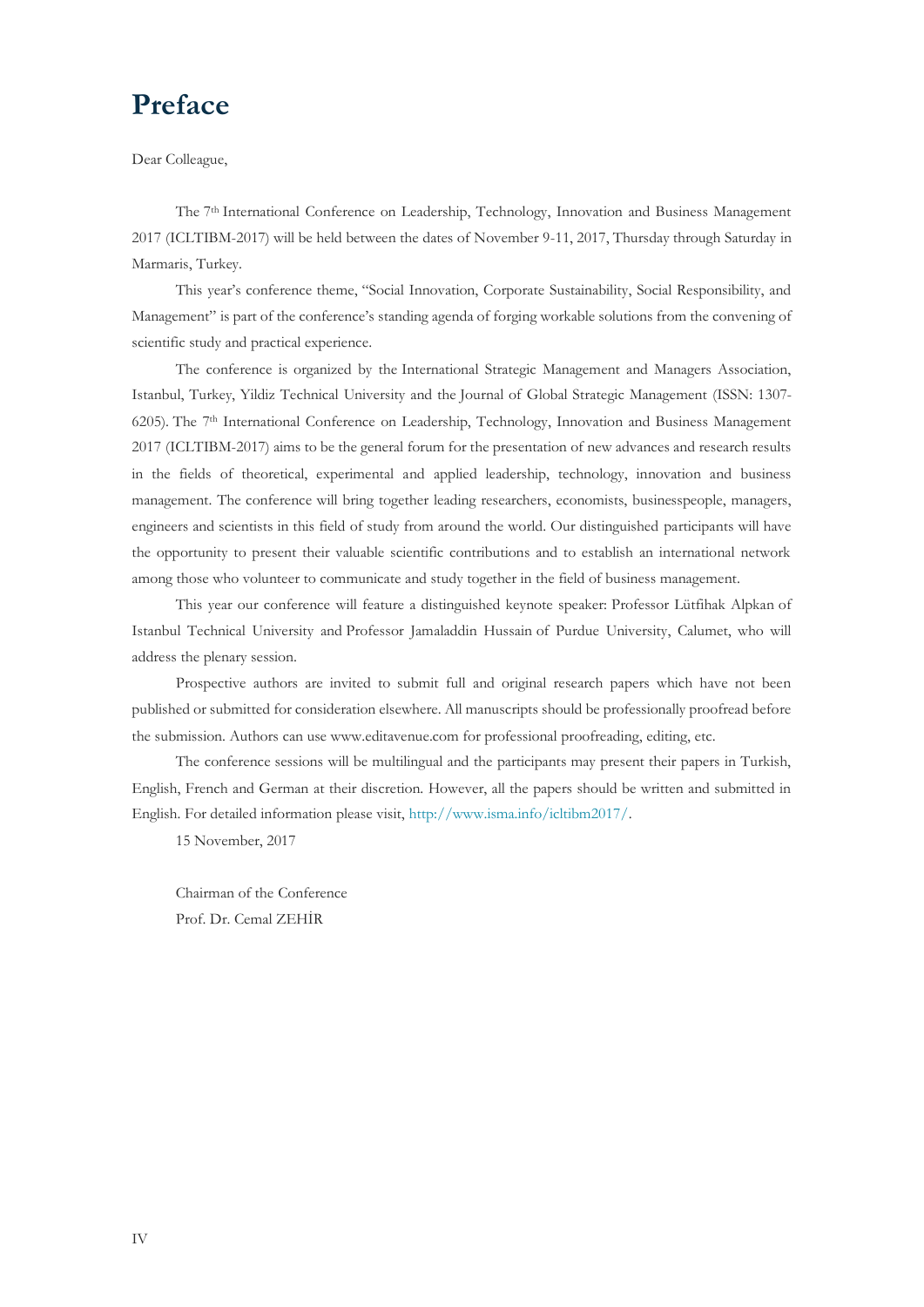# Preface

Dear Colleague,

The 7th International Conference on Leadership, Technology, Innovation and Business Management 2017 (ICLTIBM-2017) will be held between the dates of November 9-11, 2017, Thursday through Saturday in Marmaris, Turkey.

This year's conference theme, "Social Innovation, Corporate Sustainability, Social Responsibility, and Management" is part of the conference's standing agenda of forging workable solutions from the convening of scientific study and practical experience.

The conference is organized by the International Strategic Management and Managers Association, Istanbul, Turkey, Yildiz Technical University and the Journal of Global Strategic Management (ISSN: 1307-6205). The 7th International Conference on Leadership, Technology, Innovation and Business Management 2017 (ICLTIBM-2017) aims to be the general forum for the presentation of new advances and research results in the fields of theoretical, experimental and applied leadership, technology, innovation and business management. The conference will bring together leading researchers, economists, businesspeople, managers, engineers and scientists in this field of study from around the world. Our distinguished participants will have the opportunity to present their valuable scientific contributions and to establish an international network among those who volunteer to communicate and study together in the field of business management.

This year our conference will feature a distinguished keynote speaker: Professor Lütfihak Alpkan of Istanbul Technical University and Professor Jamaladdin Hussain of Purdue University, Calumet, who will address the plenary session.

Prospective authors are invited to submit full and original research papers which have not been published or submitted for consideration elsewhere. All manuscripts should be professionally proofread before the submission. Authors can use www.editavenue.com for professional proofreading, editing, etc.

The conference sessions will be multilingual and the participants may present their papers in Turkish, English, French and German at their discretion. However, all the papers should be written and submitted in English. For detailed information please visit, http://www.isma.info/icltibm2017/.

15 November, 2017

Chairman of the Conference
Prof. Dr. Cemal ZEHİR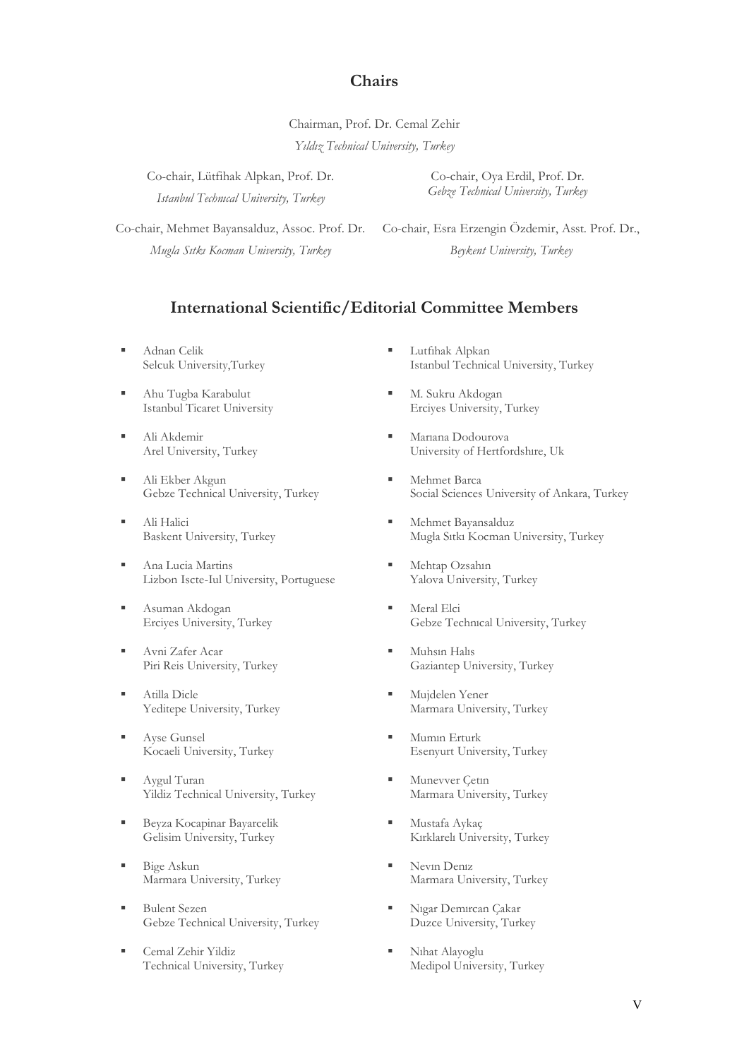## Chairs

Chairman, Prof. Dr. Cemal Zehir
*Yıldız Technical University, Turkey*

Co-chair, Lütfihak Alpkan, Prof. Dr.
*Istanbul Technical University, Turkey*

Co-chair, Oya Erdil, Prof. Dr.
*Gebze Technical University, Turkey*

Co-chair, Mehmet Bayansalduz, Assoc. Prof. Dr.
*Mugla Sıtkı Kocman University, Turkey*

Co-chair, Esra Erzengin Özdemir, Asst. Prof. Dr.,
*Beykent University, Turkey*

## International Scientific/Editorial Committee Members

- Adnan Celik
  Selcuk University,Turkey
- Ahu Tugba Karabulut
  Istanbul Ticaret University
- Ali Akdemir
  Arel University, Turkey
- Ali Ekber Akgun
  Gebze Technical University, Turkey
- Ali Halici
  Baskent University, Turkey
- Ana Lucia Martins
  Lizbon Iscte-Iul University, Portuguese
- Asuman Akdogan
  Erciyes University, Turkey
- Avni Zafer Acar
  Piri Reis University, Turkey
- Atilla Dicle
  Yeditepe University, Turkey
- Ayse Gunsel
  Kocaeli University, Turkey
- Aygul Turan
  Yildiz Technical University, Turkey
- Beyza Kocapinar Bayarcelik
  Gelisim University, Turkey
- Bige Askun
  Marmara University, Turkey
- Bulent Sezen
  Gebze Technical University, Turkey
- Cemal Zehir Yildiz
  Technical University, Turkey
- Lutfihak Alpkan
  Istanbul Technical University, Turkey
- M. Sukru Akdogan
  Erciyes University, Turkey
- Marıana Dodourova
  University of Hertfordshıre, Uk
- Mehmet Barca
  Social Sciences University of Ankara, Turkey
- Mehmet Bayansalduz
  Mugla Sıtkı Kocman University, Turkey
- Mehtap Ozsahın
  Yalova University, Turkey
- Meral Elci
  Gebze Technıcal University, Turkey
- Muhsın Halıs
  Gaziantep University, Turkey
- Mujdelen Yener
  Marmara University, Turkey
- Mumın Erturk
  Esenyurt University, Turkey
- Munevver Çetın
  Marmara University, Turkey
- Mustafa Aykaç
  Kırklarelı University, Turkey
- Nevın Denız
  Marmara University, Turkey
- Nıgar Demırcan Çakar
  Duzce University, Turkey
- Nıhat Alayoglu
  Medipol University, Turkey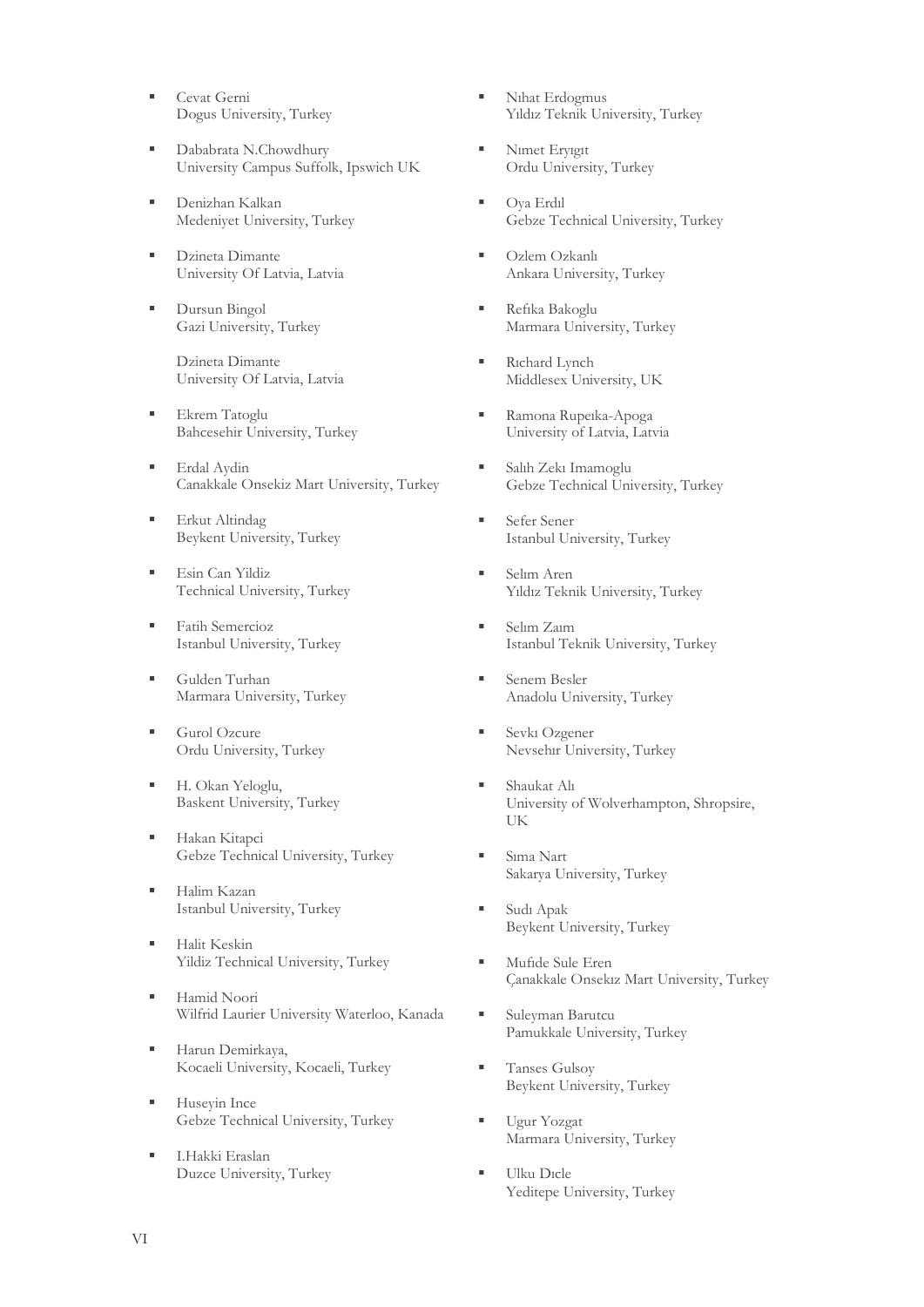- Cevat Gerni
  Dogus University, Turkey

- Dababrata N.Chowdhury
  University Campus Suffolk, Ipswich UK

- Denizhan Kalkan
  Medeniyet University, Turkey

- Dzineta Dimante
  University Of Latvia, Latvia

- Dursun Bingol
  Gazi University, Turkey

  Dzineta Dimante
  University Of Latvia, Latvia

- Ekrem Tatoglu
  Bahcesehir University, Turkey

- Erdal Aydin
  Canakkale Onsekiz Mart University, Turkey

- Erkut Altindag
  Beykent University, Turkey

- Esin Can Yildiz
  Technical University, Turkey

- Fatih Semercioz
  Istanbul University, Turkey

- Gulden Turhan
  Marmara University, Turkey

- Gurol Ozcure
  Ordu University, Turkey

- H. Okan Yeloglu,
  Baskent University, Turkey

- Hakan Kitapci
  Gebze Technical University, Turkey

- Halim Kazan
  Istanbul University, Turkey

- Halit Keskin
  Yildiz Technical University, Turkey

- Hamid Noori
  Wilfrid Laurier University Waterloo, Kanada

- Harun Demirkaya,
  Kocaeli University, Kocaeli, Turkey

- Huseyin Ince
  Gebze Technical University, Turkey

- I.Hakki Eraslan
  Duzce University, Turkey

- Nıhat Erdogmus
  Yıldız Teknik University, Turkey

- Nımet Eryıgıt
  Ordu University, Turkey

- Oya Erdıl
  Gebze Technical University, Turkey

- Ozlem Ozkanlı
  Ankara University, Turkey

- Refika Bakoglu
  Marmara University, Turkey

- Rıchard Lynch
  Middlesex University, UK

- Ramona Rupeıka-Apoga
  University of Latvia, Latvia

- Salıh Zekı Imamoglu
  Gebze Technical University, Turkey

- Sefer Sener
  Istanbul University, Turkey

- Selım Aren
  Yıldız Teknik University, Turkey

- Selım Zaım
  Istanbul Teknik University, Turkey

- Senem Besler
  Anadolu University, Turkey

- Sevkı Ozgener
  Nevsehır University, Turkey

- Shaukat Alı
  University of Wolverhampton, Shropsire, UK

- Sıma Nart
  Sakarya University, Turkey

- Sudı Apak
  Beykent University, Turkey

- Mufide Sule Eren
  Çanakkale Onsekız Mart University, Turkey

- Suleyman Barutcu
  Pamukkale University, Turkey

- Tanses Gulsoy
  Beykent University, Turkey

- Ugur Yozgat
  Marmara University, Turkey

- Ulku Dıcle
  Yeditepe University, Turkey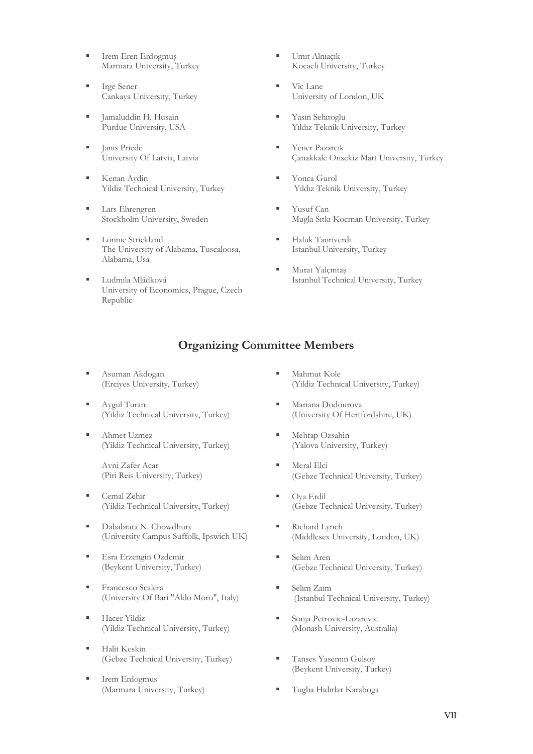- Irem Eren Erdogmuş
  Marmara University, Turkey
- Irge Sener
  Cankaya University, Turkey
- Jamaluddin H. Husain
  Purdue University, USA
- Janis Priede
  University Of Latvia, Latvia
- Kenan Aydin
  Yildiz Technical University, Turkey
- Lars Ehrengren
  Stockholm University, Sweden
- Lonnie Strickland
  The University of Alabama, Tuscaloosa, Alabama, Usa
- Ludmila Mládková
  University of Economics, Prague, Czech Republic
- Umıt Alnıaçık
  Kocaeli University, Turkey
- Vic Lane
  University of London, UK
- Yasın Sehıtoglu
  Yıldız Teknik University, Turkey
- Yener Pazarcık
  Çanakkale Onsekiz Mart University, Turkey
- Yonca Gurol
  Yıldız Teknik University, Turkey
- Yusuf Can
  Mugla Sıtkı Kocman University, Turkey
- Haluk Tanrıverdi
  Istanbul University, Turkey
- Murat Yalçıntaş
  Istanbul Technical University, Turkey

## Organizing Committee Members

- Asuman Akdogan
  (Erciyes University, Turkey)
- Aygul Turan
  (Yildiz Technical University, Turkey)
- Ahmet Uzmez
  (Yildiz Technical University, Turkey)

  Avni Zafer Acar
  (Piri Reis University, Turkey)
- Cemal Zehir
  (Yildiz Technical University, Turkey)
- Dababrata N. Chowdhury
  (University Campus Suffolk, Ipswich UK)
- Esra Erzengin Ozdemir
  (Beykent University, Turkey)
- Francesco Scalera
  (University Of Bari "Aldo Moro", Italy)
- Hacer Yildiz
  (Yildiz Technical University, Turkey)
- Halit Keskin
  (Gebze Technical University, Turkey)
- Irem Erdogmus
  (Marmara University, Turkey)
- Mahmut Kole
  (Yildiz Technical University, Turkey)
- Mariana Dodourova
  (University Of Hertfordshire, UK)
- Mehtap Ozsahin
  (Yalova University, Turkey)
- Meral Elci
  (Gebze Technical University, Turkey)
- Oya Erdil
  (Gebze Technical University, Turkey)
- Rıchard Lynch
  (Middlesex University, London, UK)
- Selım Aren
  (Gebze Technical University, Turkey)
- Selım Zaım
  (Istanbul Technical University, Turkey)
- Sonja Petrovic-Lazarevic
  (Monash University, Australia)
- Tanses Yasemın Gulsoy
  (Beykent University, Turkey)
- Tugba Hıdırlar Karaboga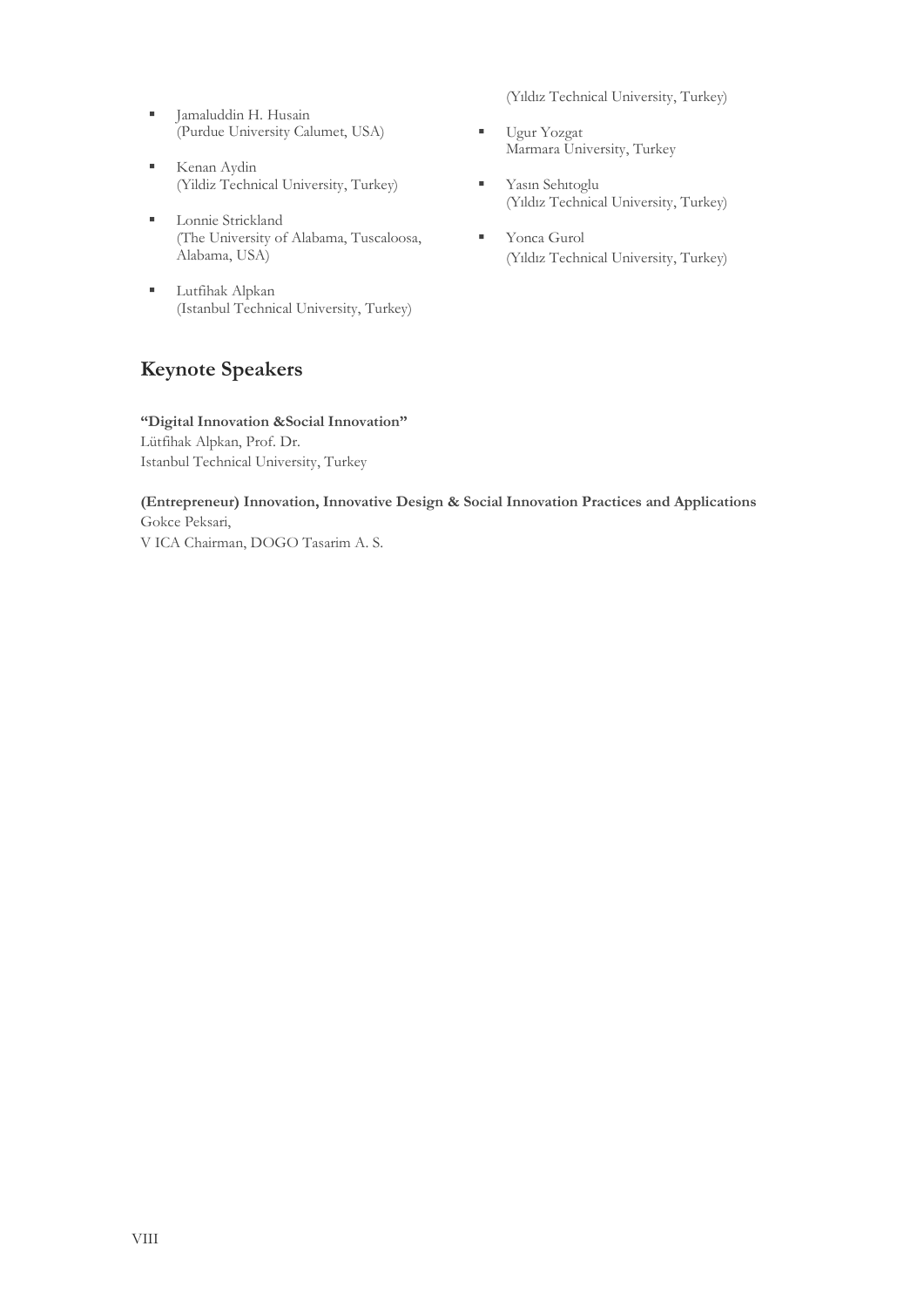- Jamaluddin H. Husain
  (Purdue University Calumet, USA)
- Kenan Aydin
  (Yildiz Technical University, Turkey)
- Lonnie Strickland
  (The University of Alabama, Tuscaloosa, Alabama, USA)
- Lutfihak Alpkan
  (Istanbul Technical University, Turkey)

(Yıldız Technical University, Turkey)

- Ugur Yozgat
  Marmara University, Turkey
- Yasın Sehıtoglu
  (Yıldız Technical University, Turkey)
- Yonca Gurol
  (Yıldız Technical University, Turkey)

## Keynote Speakers

**"Digital Innovation &Social Innovation"**
Lütfihak Alpkan, Prof. Dr.
Istanbul Technical University, Turkey

**(Entrepreneur) Innovation, Innovative Design & Social Innovation Practices and Applications**
Gokce Peksari,
V ICA Chairman, DOGO Tasarim A. S.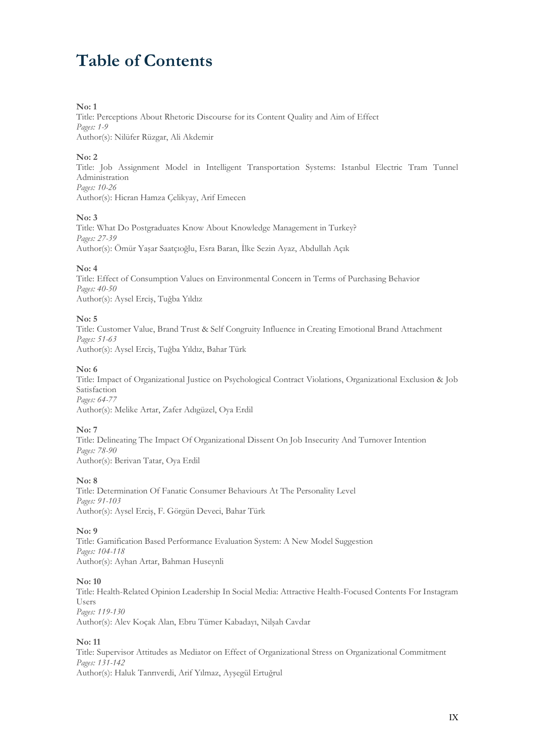# Table of Contents

**No: 1**
Title: Perceptions About Rhetoric Discourse for its Content Quality and Aim of Effect
*Pages: 1-9*
Author(s): Nilüfer Rüzgar, Ali Akdemir

**No: 2**
Title: Job Assignment Model in Intelligent Transportation Systems: Istanbul Electric Tram Tunnel Administration
*Pages: 10-26*
Author(s): Hicran Hamza Çelikyay, Arif Emecen

**No: 3**
Title: What Do Postgraduates Know About Knowledge Management in Turkey?
*Pages: 27-39*
Author(s): Ömür Yaşar Saatçıoğlu, Esra Baran, İlke Sezin Ayaz, Abdullah Açık

**No: 4**
Title: Effect of Consumption Values on Environmental Concern in Terms of Purchasing Behavior
*Pages: 40-50*
Author(s): Aysel Erciş, Tuğba Yıldız

**No: 5**
Title: Customer Value, Brand Trust & Self Congruity Influence in Creating Emotional Brand Attachment
*Pages: 51-63*
Author(s): Aysel Erciş, Tuğba Yıldız, Bahar Türk

**No: 6**
Title: Impact of Organizational Justice on Psychological Contract Violations, Organizational Exclusion & Job Satisfaction
*Pages: 64-77*
Author(s): Melike Artar, Zafer Adıgüzel, Oya Erdil

**No: 7**
Title: Delineating The Impact Of Organizational Dissent On Job Insecurity And Turnover Intention
*Pages: 78-90*
Author(s): Berivan Tatar, Oya Erdil

**No: 8**
Title: Determination Of Fanatic Consumer Behaviours At The Personality Level
*Pages: 91-103*
Author(s): Aysel Erciş, F. Görgün Deveci, Bahar Türk

**No: 9**
Title: Gamification Based Performance Evaluation System: A New Model Suggestion
*Pages: 104-118*
Author(s): Ayhan Artar, Bahman Huseynli

**No: 10**
Title: Health-Related Opinion Leadership In Social Media: Attractive Health-Focused Contents For Instagram Users
*Pages: 119-130*
Author(s): Alev Koçak Alan, Ebru Tümer Kabadayı, Nilşah Cavdar

**No: 11**
Title: Supervisor Attitudes as Mediator on Effect of Organizational Stress on Organizational Commitment
*Pages: 131-142*
Author(s): Haluk Tanrıverdi, Arif Yılmaz, Ayşegül Ertuğrul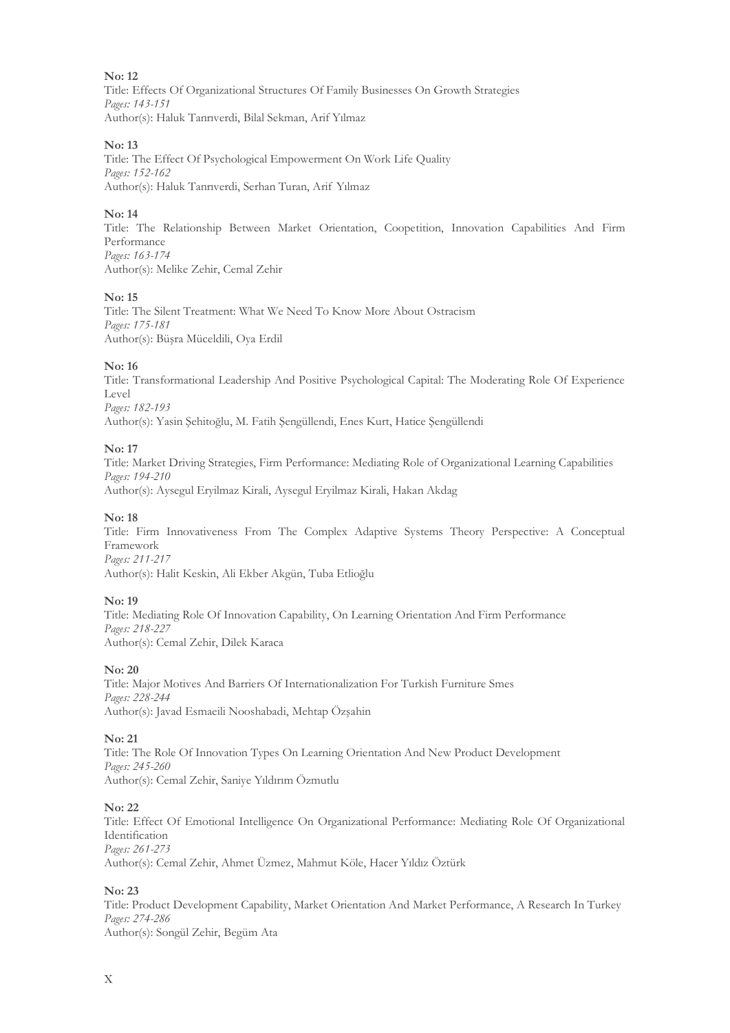**No: 12**
Title: Effects Of Organizational Structures Of Family Businesses On Growth Strategies
*Pages: 143-151*
Author(s): Haluk Tanrıverdi, Bilal Sekman, Arif Yılmaz

**No: 13**
Title: The Effect Of Psychological Empowerment On Work Life Quality
*Pages: 152-162*
Author(s): Haluk Tanrıverdi, Serhan Turan, Arif Yılmaz

**No: 14**
Title: The Relationship Between Market Orientation, Coopetition, Innovation Capabilities And Firm Performance
*Pages: 163-174*
Author(s): Melike Zehir, Cemal Zehir

**No: 15**
Title: The Silent Treatment: What We Need To Know More About Ostracism
*Pages: 175-181*
Author(s): Büşra Müceldili, Oya Erdil

**No: 16**
Title: Transformational Leadership And Positive Psychological Capital: The Moderating Role Of Experience Level
*Pages: 182-193*
Author(s): Yasin Şehitoğlu, M. Fatih Şengüllendi, Enes Kurt, Hatice Şengüllendi

**No: 17**
Title: Market Driving Strategies, Firm Performance: Mediating Role of Organizational Learning Capabilities
*Pages: 194-210*
Author(s): Aysegul Eryilmaz Kirali, Aysegul Eryilmaz Kirali, Hakan Akdag

**No: 18**
Title: Firm Innovativeness From The Complex Adaptive Systems Theory Perspective: A Conceptual Framework
*Pages: 211-217*
Author(s): Halit Keskin, Ali Ekber Akgün, Tuba Etlioğlu

**No: 19**
Title: Mediating Role Of Innovation Capability, On Learning Orientation And Firm Performance
*Pages: 218-227*
Author(s): Cemal Zehir, Dilek Karaca

**No: 20**
Title: Major Motives And Barriers Of Internationalization For Turkish Furniture Smes
*Pages: 228-244*
Author(s): Javad Esmaeili Nooshabadi, Mehtap Özşahin

**No: 21**
Title: The Role Of Innovation Types On Learning Orientation And New Product Development
*Pages: 245-260*
Author(s): Cemal Zehir, Saniye Yıldırım Özmutlu

**No: 22**
Title: Effect Of Emotional Intelligence On Organizational Performance: Mediating Role Of Organizational Identification
*Pages: 261-273*
Author(s): Cemal Zehir, Ahmet Üzmez, Mahmut Köle, Hacer Yıldız Öztürk

**No: 23**
Title: Product Development Capability, Market Orientation And Market Performance, A Research In Turkey
*Pages: 274-286*
Author(s): Songül Zehir, Begüm Ata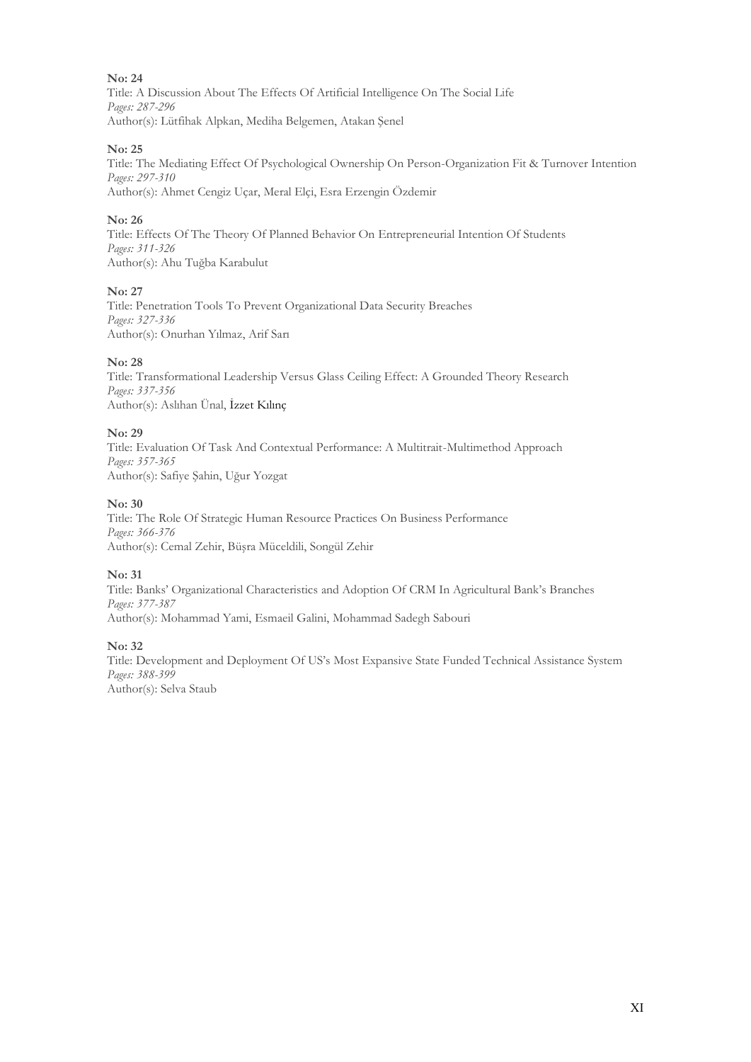**No: 24**
Title: A Discussion About The Effects Of Artificial Intelligence On The Social Life
*Pages: 287-296*
Author(s): Lütfihak Alpkan, Mediha Belgemen, Atakan Şenel

**No: 25**
Title: The Mediating Effect Of Psychological Ownership On Person-Organization Fit & Turnover Intention
*Pages: 297-310*
Author(s): Ahmet Cengiz Uçar, Meral Elçi, Esra Erzengin Özdemir

**No: 26**
Title: Effects Of The Theory Of Planned Behavior On Entrepreneurial Intention Of Students
*Pages: 311-326*
Author(s): Ahu Tuğba Karabulut

**No: 27**
Title: Penetration Tools To Prevent Organizational Data Security Breaches
*Pages: 327-336*
Author(s): Onurhan Yılmaz, Arif Sarı

**No: 28**
Title: Transformational Leadership Versus Glass Ceiling Effect: A Grounded Theory Research
*Pages: 337-356*
Author(s): Aslıhan Ünal, İzzet Kılınç

**No: 29**
Title: Evaluation Of Task And Contextual Performance: A Multitrait-Multimethod Approach
*Pages: 357-365*
Author(s): Safiye Şahin, Uğur Yozgat

**No: 30**
Title: The Role Of Strategic Human Resource Practices On Business Performance
*Pages: 366-376*
Author(s): Cemal Zehir, Büşra Müceldili, Songül Zehir

**No: 31**
Title: Banks' Organizational Characteristics and Adoption Of CRM In Agricultural Bank's Branches
*Pages: 377-387*
Author(s): Mohammad Yami, Esmaeil Galini, Mohammad Sadegh Sabouri

**No: 32**
Title: Development and Deployment Of US's Most Expansive State Funded Technical Assistance System
*Pages: 388-399*
Author(s): Selva Staub